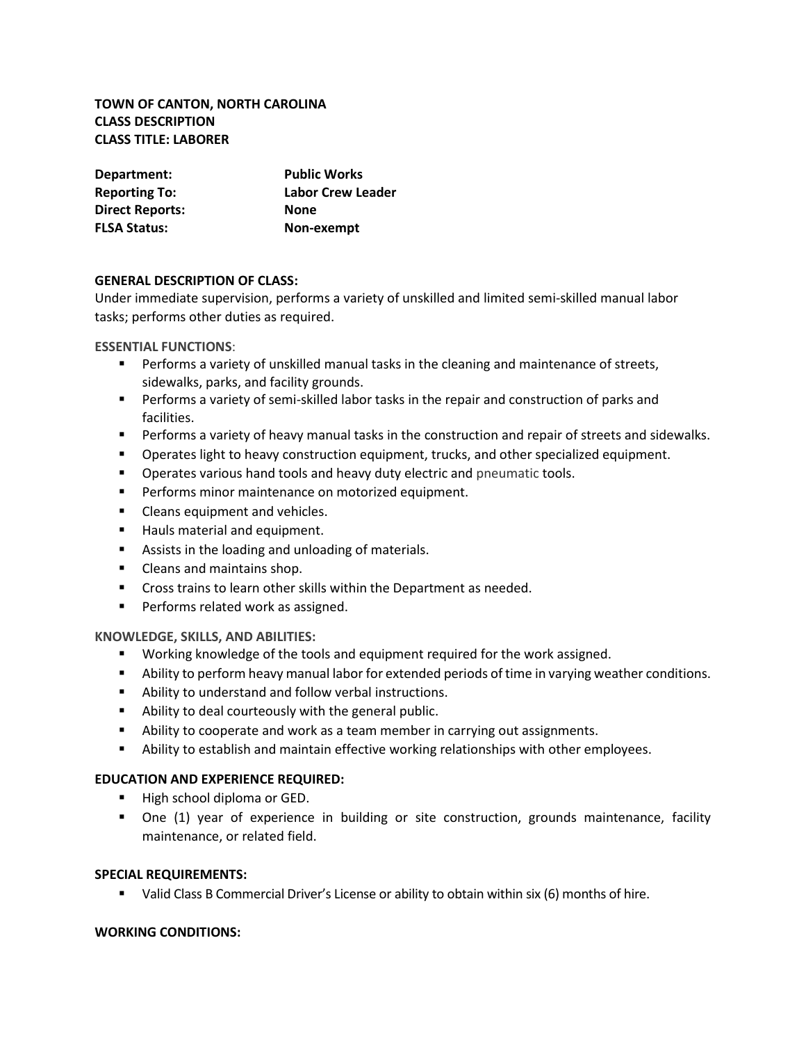**TOWN OF CANTON, NORTH CAROLINA**
**CLASS DESCRIPTION**
**CLASS TITLE: LABORER**

| | |
|---|---|
| **Department:** | **Public Works** |
| **Reporting To:** | **Labor Crew Leader** |
| **Direct Reports:** | **None** |
| **FLSA Status:** | **Non-exempt** |

**GENERAL DESCRIPTION OF CLASS:**
Under immediate supervision, performs a variety of unskilled and limited semi-skilled manual labor tasks; performs other duties as required.

**ESSENTIAL FUNCTIONS**:

- Performs a variety of unskilled manual tasks in the cleaning and maintenance of streets, sidewalks, parks, and facility grounds.
- Performs a variety of semi-skilled labor tasks in the repair and construction of parks and facilities.
- Performs a variety of heavy manual tasks in the construction and repair of streets and sidewalks.
- Operates light to heavy construction equipment, trucks, and other specialized equipment.
- Operates various hand tools and heavy duty electric and pneumatic tools.
- Performs minor maintenance on motorized equipment.
- Cleans equipment and vehicles.
- Hauls material and equipment.
- Assists in the loading and unloading of materials.
- Cleans and maintains shop.
- Cross trains to learn other skills within the Department as needed.
- Performs related work as assigned.

**KNOWLEDGE, SKILLS, AND ABILITIES:**

- Working knowledge of the tools and equipment required for the work assigned.
- Ability to perform heavy manual labor for extended periods of time in varying weather conditions.
- Ability to understand and follow verbal instructions.
- Ability to deal courteously with the general public.
- Ability to cooperate and work as a team member in carrying out assignments.
- Ability to establish and maintain effective working relationships with other employees.

**EDUCATION AND EXPERIENCE REQUIRED:**

- High school diploma or GED.
- One (1) year of experience in building or site construction, grounds maintenance, facility maintenance, or related field.

**SPECIAL REQUIREMENTS:**

- Valid Class B Commercial Driver's License or ability to obtain within six (6) months of hire.

**WORKING CONDITIONS:**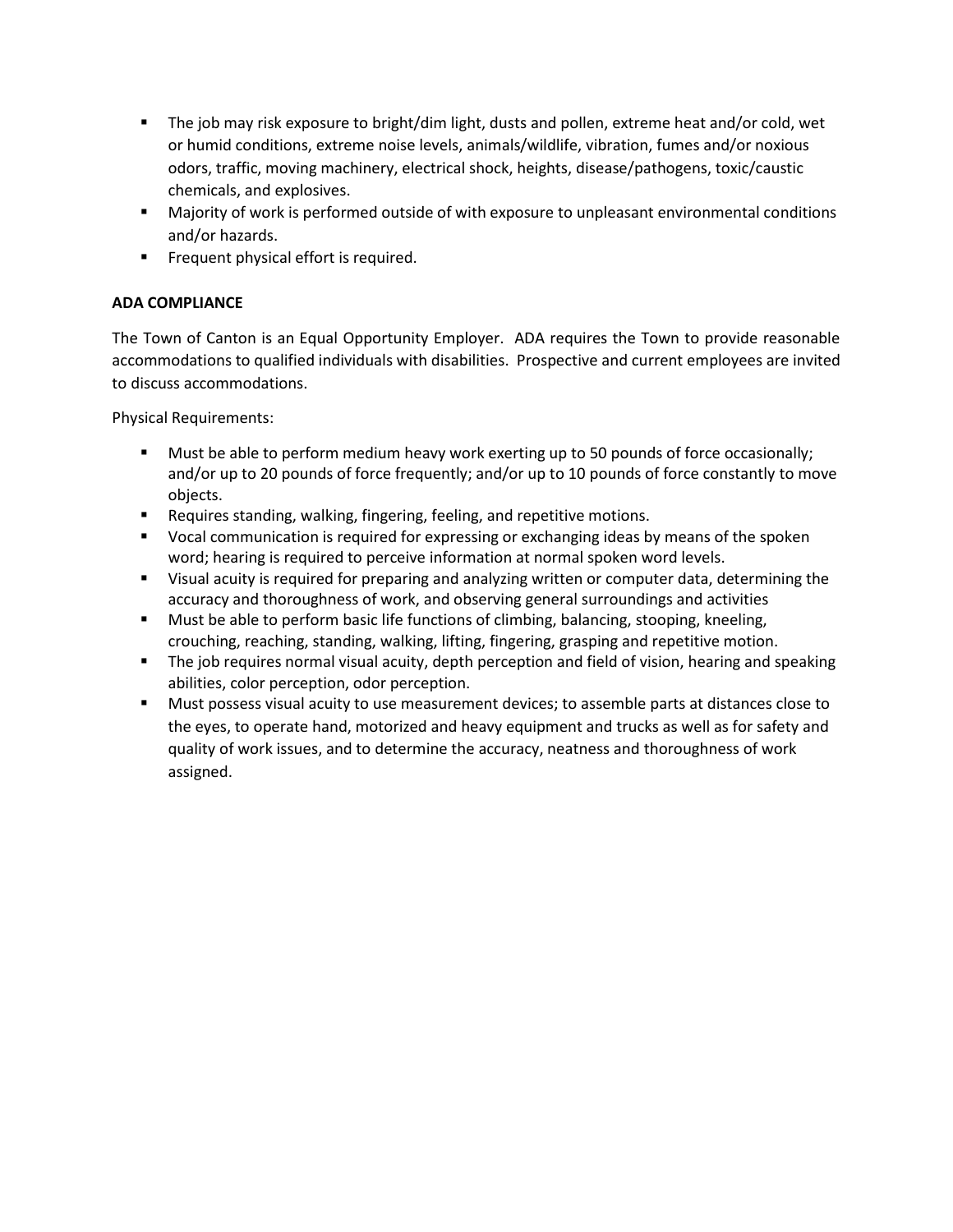- The job may risk exposure to bright/dim light, dusts and pollen, extreme heat and/or cold, wet or humid conditions, extreme noise levels, animals/wildlife, vibration, fumes and/or noxious odors, traffic, moving machinery, electrical shock, heights, disease/pathogens, toxic/caustic chemicals, and explosives.
- Majority of work is performed outside of with exposure to unpleasant environmental conditions and/or hazards.
- Frequent physical effort is required.

**ADA COMPLIANCE**

The Town of Canton is an Equal Opportunity Employer. ADA requires the Town to provide reasonable accommodations to qualified individuals with disabilities. Prospective and current employees are invited to discuss accommodations.

Physical Requirements:

- Must be able to perform medium heavy work exerting up to 50 pounds of force occasionally; and/or up to 20 pounds of force frequently; and/or up to 10 pounds of force constantly to move objects.
- Requires standing, walking, fingering, feeling, and repetitive motions.
- Vocal communication is required for expressing or exchanging ideas by means of the spoken word; hearing is required to perceive information at normal spoken word levels.
- Visual acuity is required for preparing and analyzing written or computer data, determining the accuracy and thoroughness of work, and observing general surroundings and activities
- Must be able to perform basic life functions of climbing, balancing, stooping, kneeling, crouching, reaching, standing, walking, lifting, fingering, grasping and repetitive motion.
- The job requires normal visual acuity, depth perception and field of vision, hearing and speaking abilities, color perception, odor perception.
- Must possess visual acuity to use measurement devices; to assemble parts at distances close to the eyes, to operate hand, motorized and heavy equipment and trucks as well as for safety and quality of work issues, and to determine the accuracy, neatness and thoroughness of work assigned.